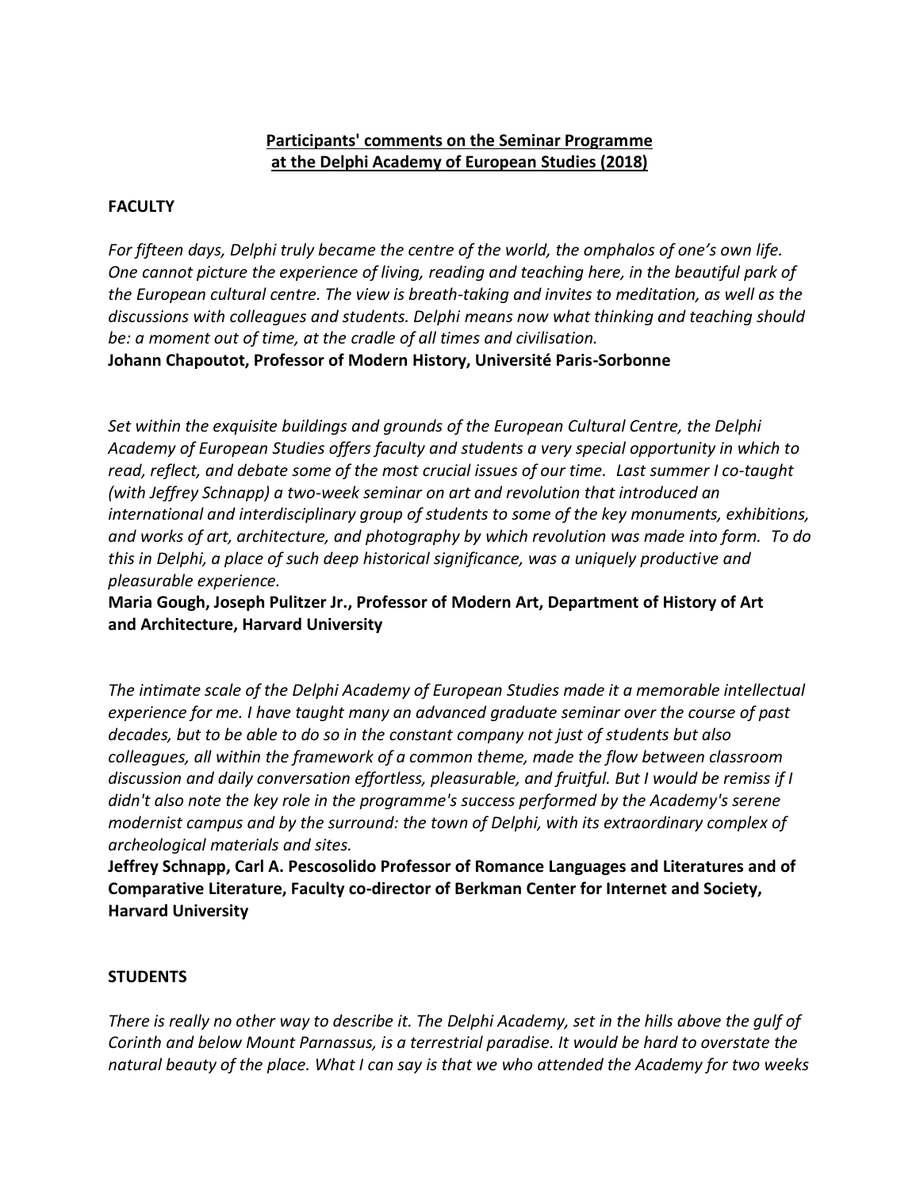## **Participants' comments on the Seminar Programme at the Delphi Academy of European Studies (2018)**

### **FACULTY**

*For fifteen days, Delphi truly became the centre of the world, the omphalos of one's own life. One cannot picture the experience of living, reading and teaching here, in the beautiful park of the European cultural centre. The view is breath-taking and invites to meditation, as well as the discussions with colleagues and students. Delphi means now what thinking and teaching should be: a moment out of time, at the cradle of all times and civilisation.*

**Johann Chapoutot, Professor of Modern History, Université Paris-Sorbonne**

*Set within the exquisite buildings and grounds of the European Cultural Centre, the Delphi Academy of European Studies offers faculty and students a very special opportunity in which to read, reflect, and debate some of the most crucial issues of our time. Last summer I co-taught (with Jeffrey Schnapp) a two-week seminar on art and revolution that introduced an international and interdisciplinary group of students to some of the key monuments, exhibitions, and works of art, architecture, and photography by which revolution was made into form. To do this in Delphi, a place of such deep historical significance, was a uniquely productive and pleasurable experience.*

**Maria Gough, Joseph Pulitzer Jr., Professor of Modern Art, Department of History of Art and Architecture, Harvard University**

*The intimate scale of the Delphi Academy of European Studies made it a memorable intellectual experience for me. I have taught many an advanced graduate seminar over the course of past decades, but to be able to do so in the constant company not just of students but also colleagues, all within the framework of a common theme, made the flow between classroom discussion and daily conversation effortless, pleasurable, and fruitful. But I would be remiss if I didn't also note the key role in the programme's success performed by the Academy's serene modernist campus and by the surround: the town of Delphi, with its extraordinary complex of archeological materials and sites.*

**Jeffrey Schnapp, Carl A. Pescosolido Professor of Romance Languages and Literatures and of Comparative Literature, Faculty co-director of Berkman Center for Internet and Society, Harvard University**

### **STUDENTS**

*There is really no other way to describe it. The Delphi Academy, set in the hills above the gulf of Corinth and below Mount Parnassus, is a terrestrial paradise. It would be hard to overstate the natural beauty of the place. What I can say is that we who attended the Academy for two weeks*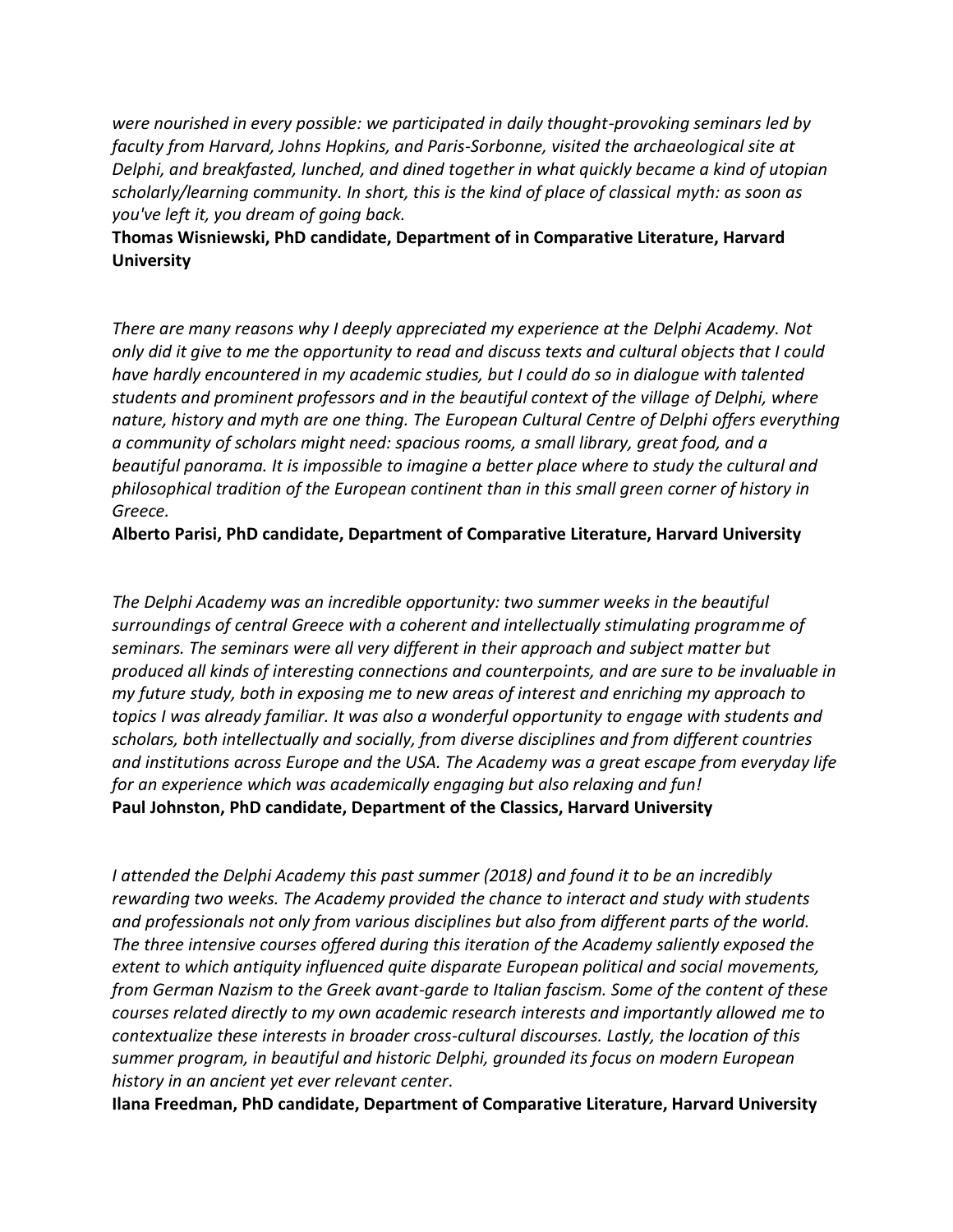*were nourished in every possible: we participated in daily thought-provoking seminars led by faculty from Harvard, Johns Hopkins, and Paris-Sorbonne, visited the archaeological site at Delphi, and breakfasted, lunched, and dined together in what quickly became a kind of utopian scholarly/learning community. In short, this is the kind of place of classical myth: as soon as you've left it, you dream of going back.*

**Thomas Wisniewski, PhD candidate, Department of in Comparative Literature, Harvard University**

*There are many reasons why I deeply appreciated my experience at the Delphi Academy. Not only did it give to me the opportunity to read and discuss texts and cultural objects that I could have hardly encountered in my academic studies, but I could do so in dialogue with talented students and prominent professors and in the beautiful context of the village of Delphi, where nature, history and myth are one thing. The European Cultural Centre of Delphi offers everything a community of scholars might need: spacious rooms, a small library, great food, and a beautiful panorama. It is impossible to imagine a better place where to study the cultural and philosophical tradition of the European continent than in this small green corner of history in Greece.*

**Alberto Parisi, PhD candidate, Department of Comparative Literature, Harvard University**

*The Delphi Academy was an incredible opportunity: two summer weeks in the beautiful surroundings of central Greece with a coherent and intellectually stimulating programme of seminars. The seminars were all very different in their approach and subject matter but produced all kinds of interesting connections and counterpoints, and are sure to be invaluable in my future study, both in exposing me to new areas of interest and enriching my approach to topics I was already familiar. It was also a wonderful opportunity to engage with students and scholars, both intellectually and socially, from diverse disciplines and from different countries and institutions across Europe and the USA. The Academy was a great escape from everyday life for an experience which was academically engaging but also relaxing and fun!*

**Paul Johnston, PhD candidate, Department of the Classics, Harvard University**

*I attended the Delphi Academy this past summer (2018) and found it to be an incredibly rewarding two weeks. The Academy provided the chance to interact and study with students and professionals not only from various disciplines but also from different parts of the world. The three intensive courses offered during this iteration of the Academy saliently exposed the extent to which antiquity influenced quite disparate European political and social movements, from German Nazism to the Greek avant-garde to Italian fascism. Some of the content of these courses related directly to my own academic research interests and importantly allowed me to contextualize these interests in broader cross-cultural discourses. Lastly, the location of this summer program, in beautiful and historic Delphi, grounded its focus on modern European history in an ancient yet ever relevant center.*

**Ilana Freedman, PhD candidate, Department of Comparative Literature, Harvard University**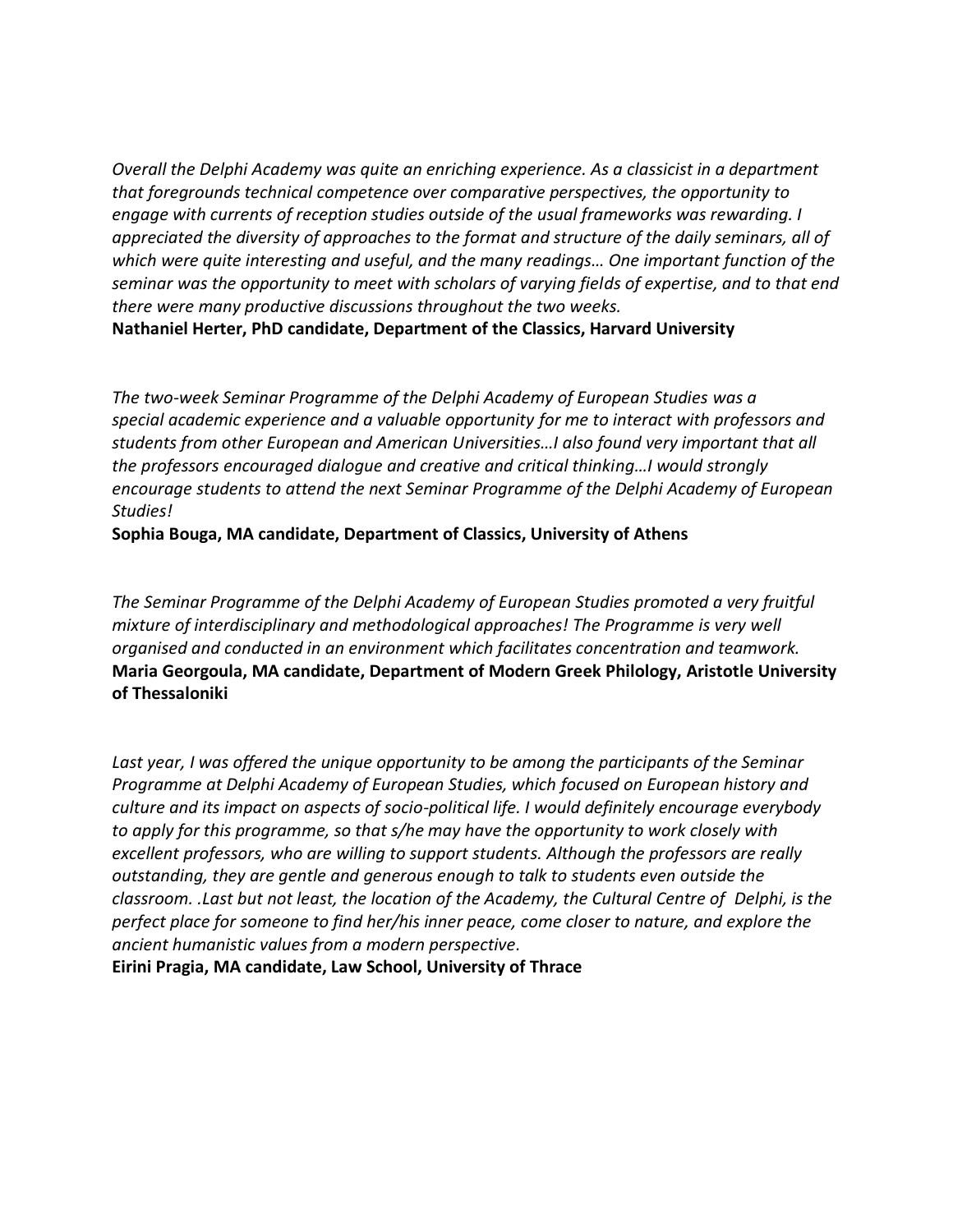*Overall the Delphi Academy was quite an enriching experience. As a classicist in a department that foregrounds technical competence over comparative perspectives, the opportunity to engage with currents of reception studies outside of the usual frameworks was rewarding. I appreciated the diversity of approaches to the format and structure of the daily seminars, all of which were quite interesting and useful, and the many readings… One important function of the seminar was the opportunity to meet with scholars of varying fields of expertise, and to that end there were many productive discussions throughout the two weeks.*
**Nathaniel Herter, PhD candidate, Department of the Classics, Harvard University**

*The two-week Seminar Programme of the Delphi Academy of European Studies was a special academic experience and a valuable opportunity for me to interact with professors and students from other European and American Universities…I also found very important that all the professors encouraged dialogue and creative and critical thinking…I would strongly encourage students to attend the next Seminar Programme of the Delphi Academy of European Studies!*
**Sophia Bouga, MA candidate, Department of Classics, University of Athens**

*The Seminar Programme of the Delphi Academy of European Studies promoted a very fruitful mixture of interdisciplinary and methodological approaches! The Programme is very well organised and conducted in an environment which facilitates concentration and teamwork.*
**Maria Georgoula, MA candidate, Department of Modern Greek Philology, Aristotle University of Thessaloniki**

*Last year, I was offered the unique opportunity to be among the participants of the Seminar Programme at Delphi Academy of European Studies, which focused on European history and culture and its impact on aspects of socio-political life. I would definitely encourage everybody to apply for this programme, so that s/he may have the opportunity to work closely with excellent professors, who are willing to support students. Although the professors are really outstanding, they are gentle and generous enough to talk to students even outside the classroom. .Last but not least, the location of the Academy, the Cultural Centre of Delphi, is the perfect place for someone to find her/his inner peace, come closer to nature, and explore the ancient humanistic values from a modern perspective.*
**Eirini Pragia, MA candidate, Law School, University of Thrace**